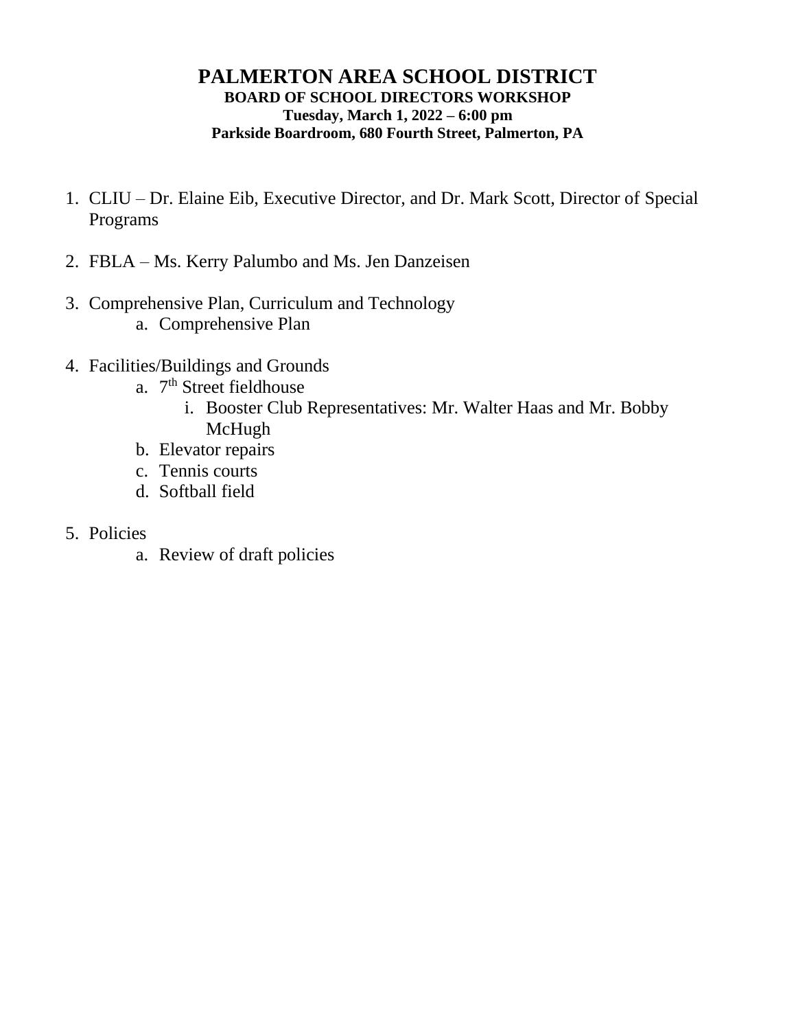# PALMERTON AREA SCHOOL DISTRICT

**BOARD OF SCHOOL DIRECTORS WORKSHOP**

**Tuesday, March 1, 2022 – 6:00 pm**

**Parkside Boardroom, 680 Fourth Street, Palmerton, PA**

1. CLIU – Dr. Elaine Eib, Executive Director, and Dr. Mark Scott, Director of Special Programs

2. FBLA – Ms. Kerry Palumbo and Ms. Jen Danzeisen

3. Comprehensive Plan, Curriculum and Technology
    a. Comprehensive Plan

4. Facilities/Buildings and Grounds
    a. 7th Street fieldhouse
        i. Booster Club Representatives: Mr. Walter Haas and Mr. Bobby McHugh
    b. Elevator repairs
    c. Tennis courts
    d. Softball field

5. Policies
    a. Review of draft policies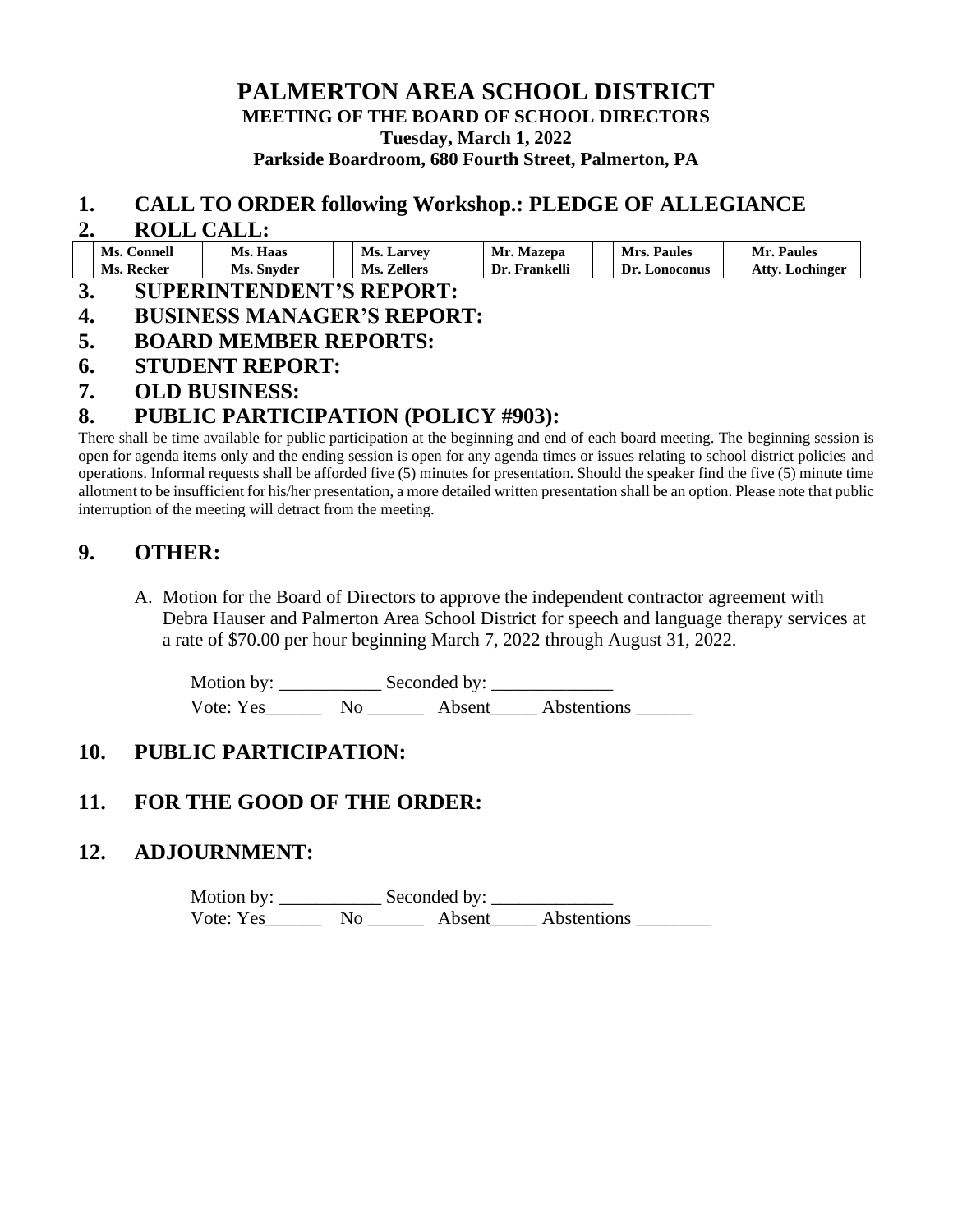# PALMERTON AREA SCHOOL DISTRICT

**MEETING OF THE BOARD OF SCHOOL DIRECTORS**
**Tuesday, March 1, 2022**
**Parkside Boardroom, 680 Fourth Street, Palmerton, PA**

## 1. CALL TO ORDER following Workshop.: PLEDGE OF ALLEGIANCE

## 2. ROLL CALL:

| | | | | | | | | | | | |
|---|---|---|---|---|---|---|---|---|---|---|---|
| | **Ms. Connell** | | **Ms. Haas** | | **Ms. Larvey** | | **Mr. Mazepa** | | **Mrs. Paules** | | **Mr. Paules** |
| | **Ms. Recker** | | **Ms. Snyder** | | **Ms. Zellers** | | **Dr. Frankelli** | | **Dr. Lonoconus** | | **Atty. Lochinger** |

## 3. SUPERINTENDENT'S REPORT:

## 4. BUSINESS MANAGER'S REPORT:

## 5. BOARD MEMBER REPORTS:

## 6. STUDENT REPORT:

## 7. OLD BUSINESS:

## 8. PUBLIC PARTICIPATION (POLICY #903):

There shall be time available for public participation at the beginning and end of each board meeting. The beginning session is open for agenda items only and the ending session is open for any agenda times or issues relating to school district policies and operations. Informal requests shall be afforded five (5) minutes for presentation. Should the speaker find the five (5) minute time allotment to be insufficient for his/her presentation, a more detailed written presentation shall be an option. Please note that public interruption of the meeting will detract from the meeting.

## 9. OTHER:

A. Motion for the Board of Directors to approve the independent contractor agreement with Debra Hauser and Palmerton Area School District for speech and language therapy services at a rate of $70.00 per hour beginning March 7, 2022 through August 31, 2022.

Motion by: ___________ Seconded by: _____________
Vote: Yes______ No ______ Absent_____ Abstentions ______

## 10. PUBLIC PARTICIPATION:

## 11. FOR THE GOOD OF THE ORDER:

## 12. ADJOURNMENT:

Motion by: ___________ Seconded by: _____________
Vote: Yes______ No ______ Absent_____ Abstentions ________